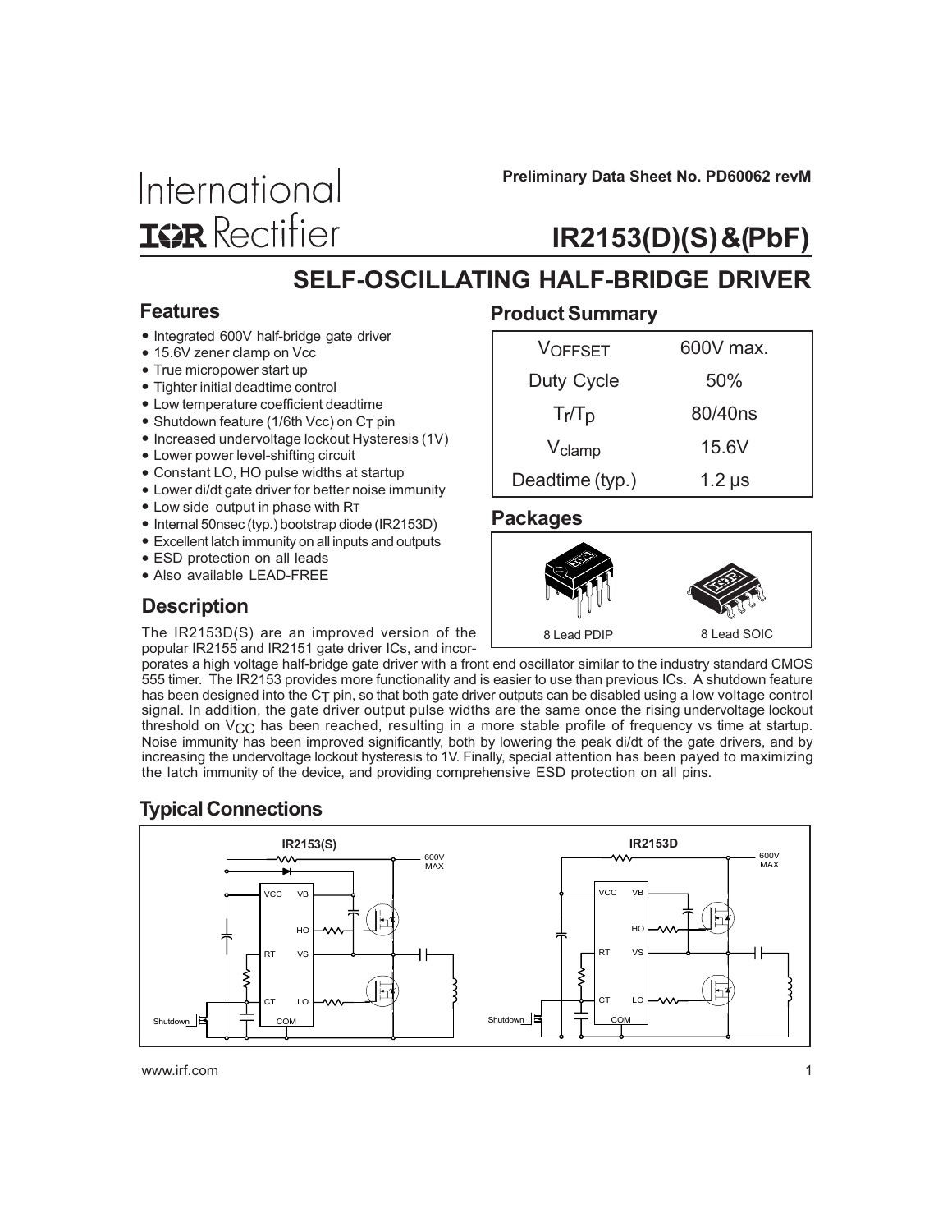Preliminary Data Sheet No. PD60062 revM

International IOR Rectifier

# IR2153(D)(S) &(PbF)

## SELF-OSCILLATING HALF-BRIDGE DRIVER

### Features

- Integrated 600V half-bridge gate driver
- 15.6V zener clamp on Vcc
- True micropower start up
- Tighter initial deadtime control
- Low temperature coefficient deadtime
- Shutdown feature (1/6th Vcc) on $C_T$ pin
- Increased undervoltage lockout Hysteresis (1V)
- Lower power level-shifting circuit
- Constant LO, HO pulse widths at startup
- Lower di/dt gate driver for better noise immunity
- Low side output in phase with $R_T$
- Internal 50nsec (typ.) bootstrap diode (IR2153D)
- Excellent latch immunity on all inputs and outputs
- ESD protection on all leads
- Also available LEAD-FREE

### Product Summary

| | |
|---|---|
| $V_{OFFSET}$ | 600V max. |
| Duty Cycle | 50% |
| $T_r/T_p$ | 80/40ns |
| $V_{clamp}$ | 15.6V |
| Deadtime (typ.) | 1.2 µs |

### Packages

8 Lead PDIP

8 Lead SOIC

### Description

The IR2153D(S) are an improved version of the popular IR2155 and IR2151 gate driver ICs, and incorporates a high voltage half-bridge gate driver with a front end oscillator similar to the industry standard CMOS 555 timer. The IR2153 provides more functionality and is easier to use than previous ICs. A shutdown feature has been designed into the $C_T$ pin, so that both gate driver outputs can be disabled using a low voltage control signal. In addition, the gate driver output pulse widths are the same once the rising undervoltage lockout threshold on $V_{CC}$ has been reached, resulting in a more stable profile of frequency vs time at startup. Noise immunity has been improved significantly, both by lowering the peak di/dt of the gate drivers, and by increasing the undervoltage lockout hysteresis to 1V. Finally, special attention has been payed to maximizing the latch immunity of the device, and providing comprehensive ESD protection on all pins.

### Typical Connections

IR2153(S): VCC, VB, HO, RT, VS, CT, LO, COM, Shutdown, 600V MAX

IR2153D: VCC, VB, HO, RT, VS, CT, LO, COM, Shutdown, 600V MAX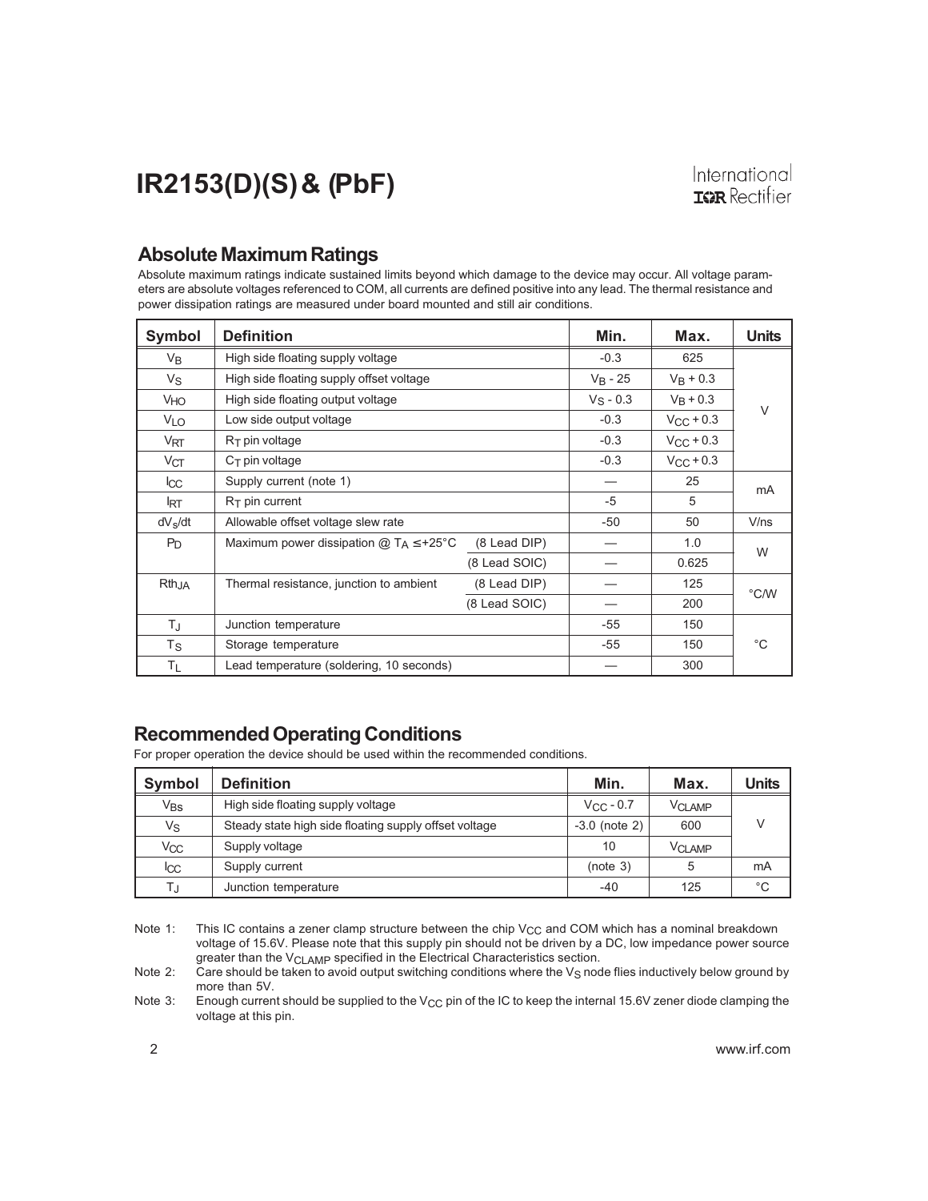## Absolute Maximum Ratings

Absolute maximum ratings indicate sustained limits beyond which damage to the device may occur. All voltage parameters are absolute voltages referenced to COM, all currents are defined positive into any lead. The thermal resistance and power dissipation ratings are measured under board mounted and still air conditions.

| Symbol | Definition | | Min. | Max. | Units |
|---|---|---|---|---|---|
| $V_B$ | High side floating supply voltage | | -0.3 | 625 | V |
| $V_S$ | High side floating supply offset voltage | | $V_B$ - 25 | $V_B$ + 0.3 | |
| $V_{HO}$ | High side floating output voltage | | $V_S$ - 0.3 | $V_B$ + 0.3 | |
| $V_{LO}$ | Low side output voltage | | -0.3 | $V_{CC}$ + 0.3 | |
| $V_{RT}$ | $R_T$ pin voltage | | -0.3 | $V_{CC}$ + 0.3 | |
| $V_{CT}$ | $C_T$ pin voltage | | -0.3 | $V_{CC}$ + 0.3 | |
| $I_{CC}$ | Supply current (note 1) | | — | 25 | mA |
| $I_{RT}$ | $R_T$ pin current | | -5 | 5 | |
| $dV_s/dt$ | Allowable offset voltage slew rate | | -50 | 50 | V/ns |
| $P_D$ | Maximum power dissipation @ $T_A \leq$ +25°C | (8 Lead DIP) | — | 1.0 | W |
| | | (8 Lead SOIC) | — | 0.625 | |
| $Rth_{JA}$ | Thermal resistance, junction to ambient | (8 Lead DIP) | — | 125 | °C/W |
| | | (8 Lead SOIC) | — | 200 | |
| $T_J$ | Junction temperature | | -55 | 150 | °C |
| $T_S$ | Storage temperature | | -55 | 150 | |
| $T_L$ | Lead temperature (soldering, 10 seconds) | | — | 300 | |

## Recommended Operating Conditions

For proper operation the device should be used within the recommended conditions.

| Symbol | Definition | Min. | Max. | Units |
|---|---|---|---|---|
| $V_{BS}$ | High side floating supply voltage | $V_{CC}$ - 0.7 | $V_{CLAMP}$ | V |
| $V_S$ | Steady state high side floating supply offset voltage | -3.0 (note 2) | 600 | |
| $V_{CC}$ | Supply voltage | 10 | $V_{CLAMP}$ | |
| $I_{CC}$ | Supply current | (note 3) | 5 | mA |
| $T_J$ | Junction temperature | -40 | 125 | °C |

Note 1: This IC contains a zener clamp structure between the chip $V_{CC}$ and COM which has a nominal breakdown voltage of 15.6V. Please note that this supply pin should not be driven by a DC, low impedance power source greater than the $V_{CLAMP}$ specified in the Electrical Characteristics section.

Note 2: Care should be taken to avoid output switching conditions where the $V_S$ node flies inductively below ground by more than 5V.

Note 3: Enough current should be supplied to the $V_{CC}$ pin of the IC to keep the internal 15.6V zener diode clamping the voltage at this pin.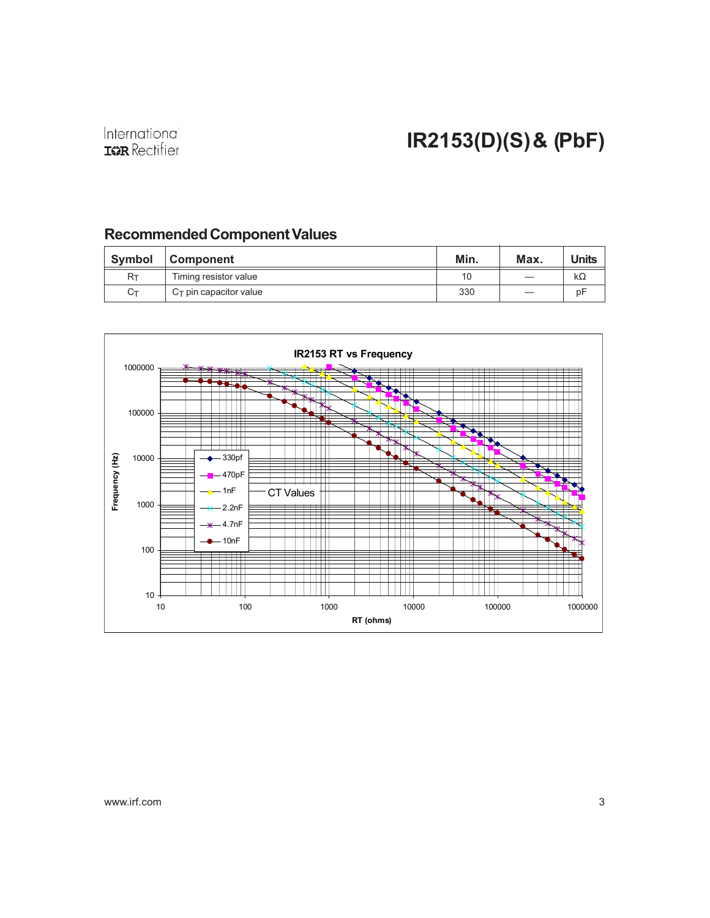## Recommended Component Values

| Symbol | Component | Min. | Max. | Units |
|---|---|---|---|---|
| $R_T$ | Timing resistor value | 10 | — | kΩ |
| $C_T$ | $C_T$ pin capacitor value | 330 | — | pF |

**IR2153 RT vs Frequency**

Frequency (Hz) vs RT (ohms)

CT Values: 330pf, 470pF, 1nF, 2.2nF, 4.7nF, 10nF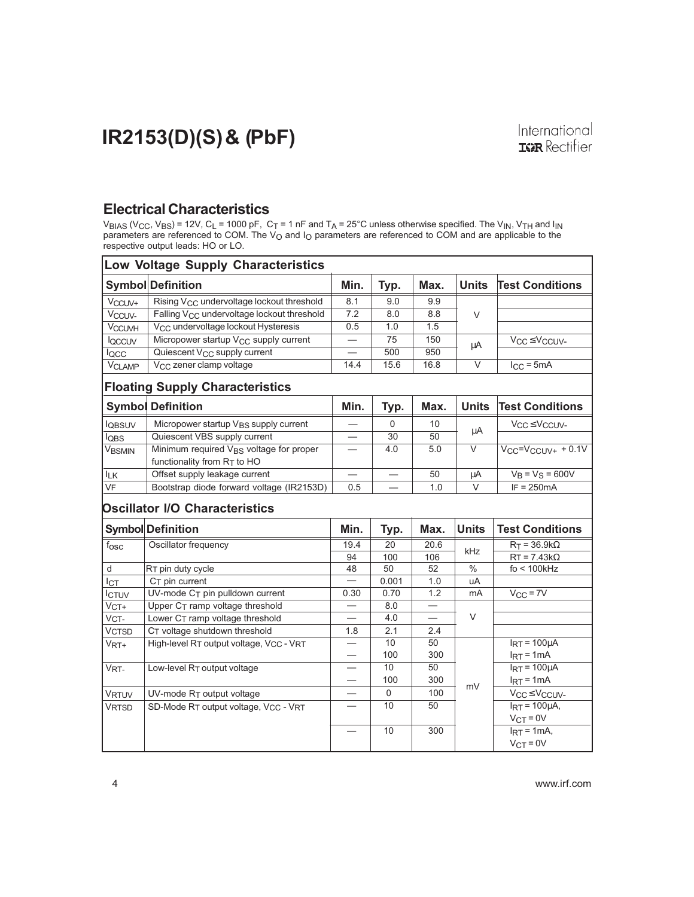## Electrical Characteristics

$V_{BIAS}$ ($V_{CC}$, $V_{BS}$) = 12V, $C_L$ = 1000 pF, $C_T$ = 1 nF and $T_A$ = 25°C unless otherwise specified. The $V_{IN}$, $V_{TH}$ and $I_{IN}$ parameters are referenced to COM. The $V_O$ and $I_O$ parameters are referenced to COM and are applicable to the respective output leads: HO or LO.

### Low Voltage Supply Characteristics

| Symbol | Definition | Min. | Typ. | Max. | Units | Test Conditions |
|---|---|---|---|---|---|---|
| $V_{CCUV+}$ | Rising $V_{CC}$ undervoltage lockout threshold | 8.1 | 9.0 | 9.9 | V | |
| $V_{CCUV-}$ | Falling $V_{CC}$ undervoltage lockout threshold | 7.2 | 8.0 | 8.8 | | |
| $V_{CCUVH}$ | $V_{CC}$ undervoltage lockout Hysteresis | 0.5 | 1.0 | 1.5 | | |
| $I_{QCCUV}$ | Micropower startup $V_{CC}$ supply current | — | 75 | 150 | µA | $V_{CC} \le V_{CCUV-}$ |
| $I_{QCC}$ | Quiescent $V_{CC}$ supply current | — | 500 | 950 | | |
| $V_{CLAMP}$ | $V_{CC}$ zener clamp voltage | 14.4 | 15.6 | 16.8 | V | $I_{CC}$ = 5mA |

### Floating Supply Characteristics

| Symbol | Definition | Min. | Typ. | Max. | Units | Test Conditions |
|---|---|---|---|---|---|---|
| $I_{QBSUV}$ | Micropower startup $V_{BS}$ supply current | — | 0 | 10 | µA | $V_{CC} \le V_{CCUV-}$ |
| $I_{QBS}$ | Quiescent VBS supply current | — | 30 | 50 | | |
| $V_{BSMIN}$ | Minimum required $V_{BS}$ voltage for proper functionality from $R_T$ to HO | — | 4.0 | 5.0 | V | $V_{CC}$=$V_{CCUV+}$ + 0.1V |
| $I_{LK}$ | Offset supply leakage current | — | — | 50 | µA | $V_B$ = $V_S$ = 600V |
| VF | Bootstrap diode forward voltage (IR2153D) | 0.5 | — | 1.0 | V | IF = 250mA |

### Oscillator I/O Characteristics

| Symbol | Definition | Min. | Typ. | Max. | Units | Test Conditions |
|---|---|---|---|---|---|---|
| $f_{OSC}$ | Oscillator frequency | 19.4 | 20 | 20.6 | kHz | $R_T$ = 36.9kΩ |
| | | 94 | 100 | 106 | | $R_T$ = 7.43kΩ |
| d | $R_T$ pin duty cycle | 48 | 50 | 52 | % | fo < 100kHz |
| $I_{CT}$ | $C_T$ pin current | — | 0.001 | 1.0 | uA | |
| $I_{CTUV}$ | UV-mode $C_T$ pin pulldown current | 0.30 | 0.70 | 1.2 | mA | $V_{CC}$ = 7V |
| $V_{CT+}$ | Upper $C_T$ ramp voltage threshold | — | 8.0 | — | V | |
| $V_{CT-}$ | Lower $C_T$ ramp voltage threshold | — | 4.0 | — | | |
| $V_{CTSD}$ | $C_T$ voltage shutdown threshold | 1.8 | 2.1 | 2.4 | | |
| $V_{RT+}$ | High-level $R_T$ output voltage, $V_{CC}$ - $V_{RT}$ | — | 10 | 50 | mV | $I_{RT}$ = 100µA |
| | | — | 100 | 300 | | $I_{RT}$ = 1mA |
| $V_{RT-}$ | Low-level $R_T$ output voltage | — | 10 | 50 | | $I_{RT}$ = 100µA |
| | | — | 100 | 300 | | $I_{RT}$ = 1mA |
| $V_{RTUV}$ | UV-mode $R_T$ output voltage | — | 0 | 100 | | $V_{CC} \le V_{CCUV-}$ |
| $V_{RTSD}$ | SD-Mode $R_T$ output voltage, $V_{CC}$ - $V_{RT}$ | — | 10 | 50 | | $I_{RT}$ = 100µA, $V_{CT}$ = 0V |
| | | — | 10 | 300 | | $I_{RT}$ = 1mA, $V_{CT}$ = 0V |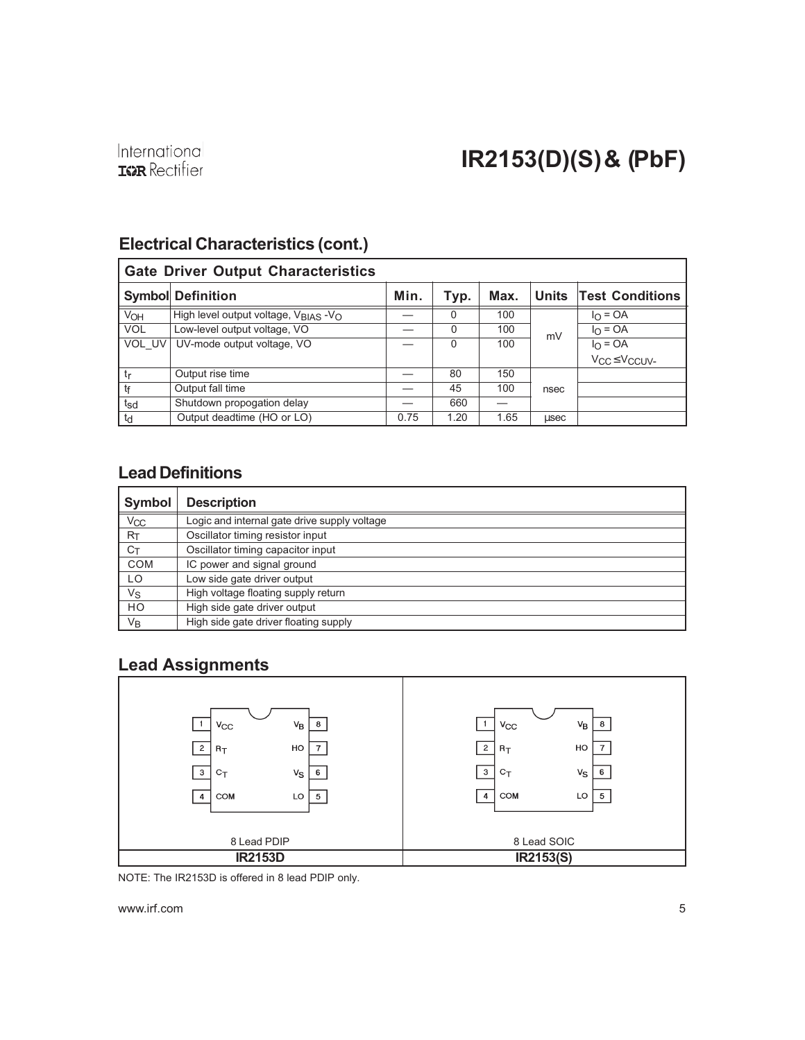## Electrical Characteristics (cont.)

| Gate Driver Output Characteristics | | | | | | |
|---|---|---|---|---|---|---|
| **Symbol** | **Definition** | **Min.** | **Typ.** | **Max.** | **Units** | **Test Conditions** |
| $V_{OH}$ | High level output voltage, $V_{BIAS}$ - $V_O$ | — | 0 | 100 | mV | $I_O$ = OA |
| VOL | Low-level output voltage, VO | — | 0 | 100 | | $I_O$ = OA |
| VOL_UV | UV-mode output voltage, VO | — | 0 | 100 | | $I_O$ = OA $V_{CC} \leq V_{CCUV-}$ |
| $t_r$ | Output rise time | — | 80 | 150 | nsec | |
| $t_f$ | Output fall time | — | 45 | 100 | | |
| $t_{sd}$ | Shutdown propogation delay | — | 660 | — | | |
| $t_d$ | Output deadtime (HO or LO) | 0.75 | 1.20 | 1.65 | µsec | |

## Lead Definitions

| Symbol | Description |
|---|---|
| $V_{CC}$ | Logic and internal gate drive supply voltage |
| $R_T$ | Oscillator timing resistor input |
| $C_T$ | Oscillator timing capacitor input |
| COM | IC power and signal ground |
| LO | Low side gate driver output |
| $V_S$ | High voltage floating supply return |
| HO | High side gate driver output |
| $V_B$ | High side gate driver floating supply |

## Lead Assignments

| 8 Lead PDIP | 8 Lead SOIC |
|---|---|
| 1 $V_{CC}$, 2 $R_T$, 3 $C_T$, 4 COM, 5 LO, 6 $V_S$, 7 HO, 8 $V_B$ | 1 $V_{CC}$, 2 $R_T$, 3 $C_T$, 4 COM, 5 LO, 6 $V_S$, 7 HO, 8 $V_B$ |
| **IR2153D** | **IR2153(S)** |

NOTE: The IR2153D is offered in 8 lead PDIP only.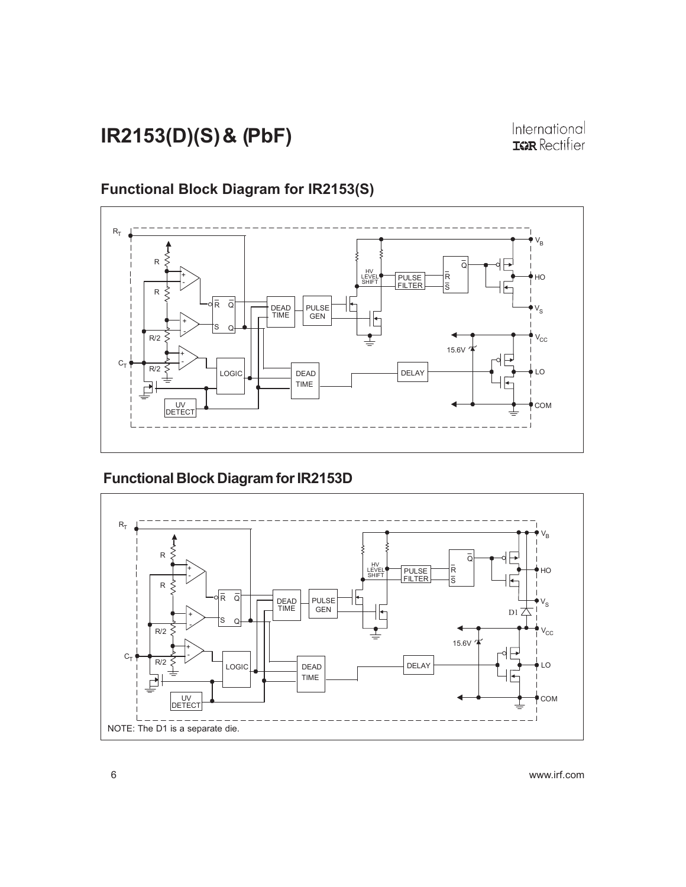## Functional Block Diagram for IR2153(S)

## Functional Block Diagram for IR2153D

NOTE: The D1 is a separate die.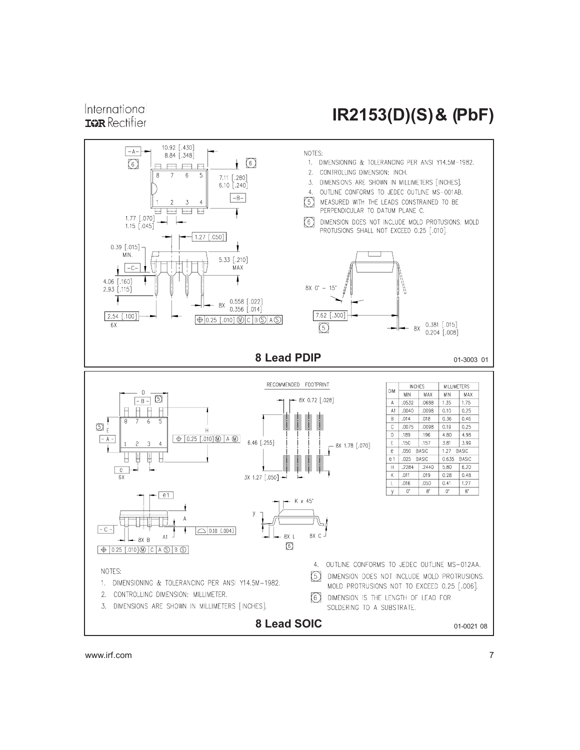## 8 Lead PDIP

NOTES:

1. DIMENSIONING & TOLERANCING PER ANSI Y14.5M-1982.
2. CONTROLLING DIMENSION: INCH.
3. DIMENSIONS ARE SHOWN IN MILLIMETERS [INCHES].
4. OUTLINE CONFORMS TO JEDEC OUTLINE MS-001AB.
5. MEASURED WITH THE LEADS CONSTRAINED TO BE PERPENDICULAR TO DATUM PLANE C.
6. DIMENSION DOES NOT INCLUDE MOLD PROTUSIONS. MOLD PROTUSIONS SHALL NOT EXCEED 0.25 [.010].

01-3003 01

## 8 Lead SOIC

| DIM | INCHES MIN | INCHES MAX | MILLIMETERS MIN | MILLIMETERS MAX |
|---|---|---|---|---|
| A | .0532 | .0688 | 1.35 | 1.75 |
| A1 | .0040 | .0098 | 0.10 | 0.25 |
| B | .014 | .018 | 0.36 | 0.46 |
| C | .0075 | .0098 | 0.19 | 0.25 |
| D | .189 | .196 | 4.80 | 4.98 |
| E | .150 | .157 | 3.81 | 3.99 |
| e | .050 BASIC | | 1.27 BASIC | |
| e1 | .025 BASIC | | 0.635 BASIC | |
| H | .2284 | .2440 | 5.80 | 6.20 |
| K | .011 | .019 | 0.28 | 0.48 |
| L | .016 | .050 | 0.41 | 1.27 |
| y | 0° | 8° | 0° | 8° |

NOTES:

1. DIMENSIONING & TOLERANCING PER ANSI Y14.5M-1982.
2. CONTROLLING DIMENSION: MILLIMETER.
3. DIMENSIONS ARE SHOWN IN MILLIMETERS [INCHES].
4. OUTLINE CONFORMS TO JEDEC OUTLINE MS-012AA.
5. DIMENSION DOES NOT INCLUDE MOLD PROTRUSIONS. MOLD PROTRUSIONS NOT TO EXCEED 0.25 [.006].
6. DIMENSION IS THE LENGTH OF LEAD FOR SOLDERING TO A SUBSTRATE.

01-0021 08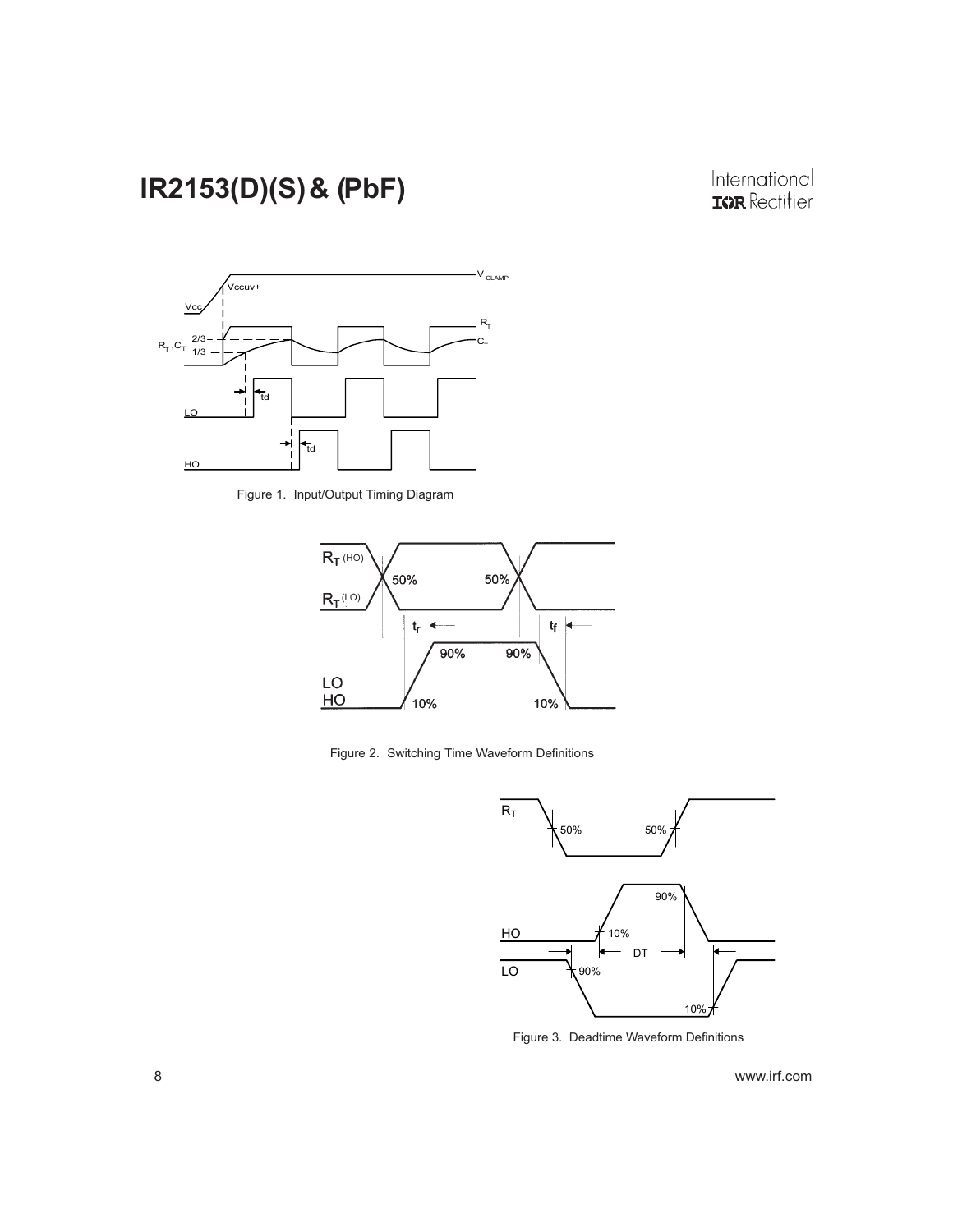Figure 1. Input/Output Timing Diagram

Figure 2. Switching Time Waveform Definitions

Figure 3. Deadtime Waveform Definitions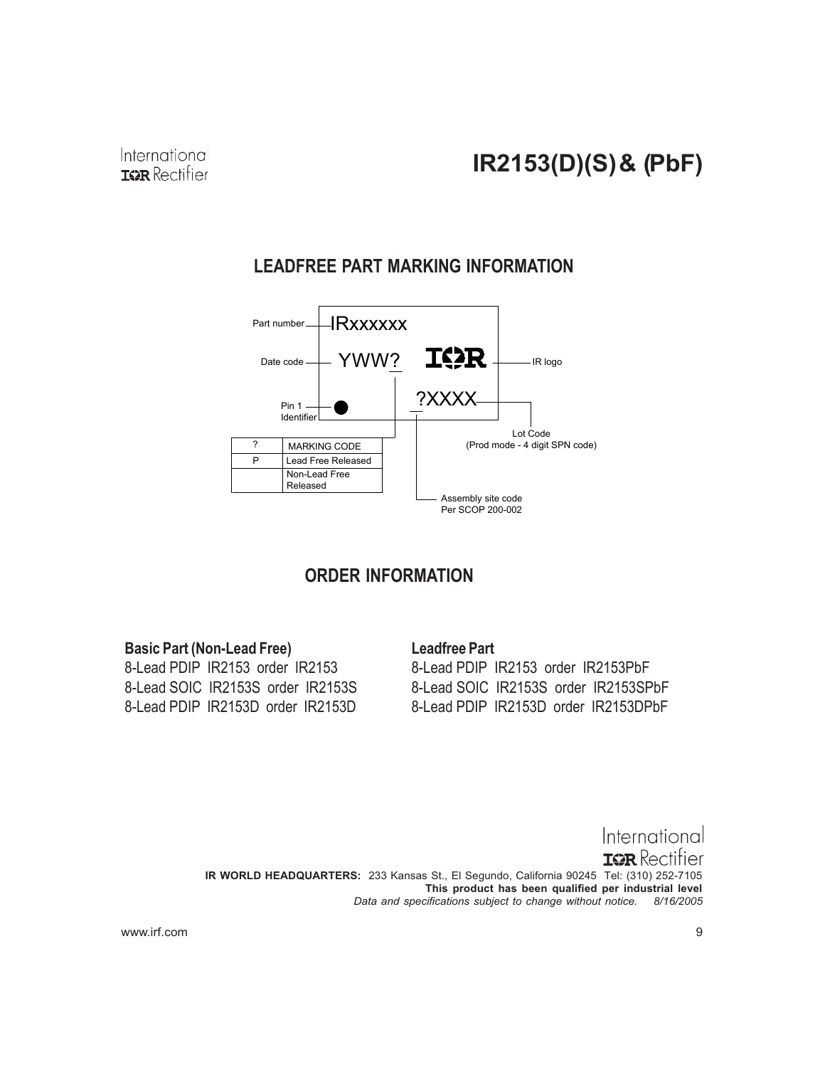## LEADFREE PART MARKING INFORMATION

Part number — IRxxxxxx

Date code — YWW?

IR logo

Pin 1 Identifier

?XXXX

Lot Code (Prod mode - 4 digit SPN code)

Assembly site code Per SCOP 200-002

| ? | MARKING CODE |
|---|---|
| P | Lead Free Released |
| | Non-Lead Free Released |

## ORDER INFORMATION

**Basic Part (Non-Lead Free)**

8-Lead PDIP IR2153 order IR2153
8-Lead SOIC IR2153S order IR2153S
8-Lead PDIP IR2153D order IR2153D

**Leadfree Part**

8-Lead PDIP IR2153 order IR2153PbF
8-Lead SOIC IR2153S order IR2153SPbF
8-Lead PDIP IR2153D order IR2153DPbF

**IR WORLD HEADQUARTERS:** 233 Kansas St., El Segundo, California 90245 Tel: (310) 252-7105
**This product has been qualified per industrial level**
*Data and specifications subject to change without notice. 8/16/2005*